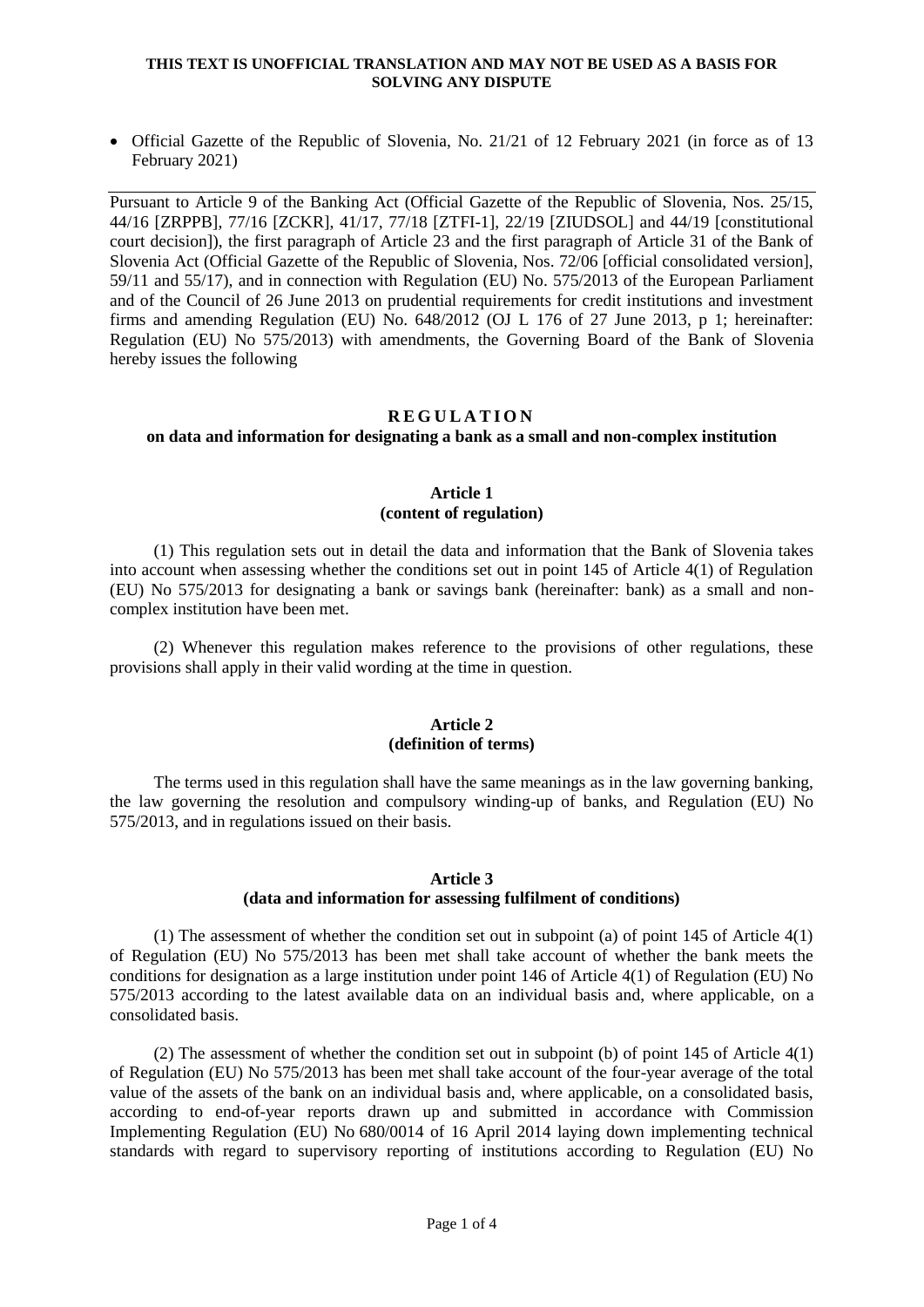**THIS TEXT IS UNOFFICIAL TRANSLATION AND MAY NOT BE USED AS A BASIS FOR SOLVING ANY DISPUTE**

- Official Gazette of the Republic of Slovenia, No. 21/21 of 12 February 2021 (in force as of 13 February 2021)

---

Pursuant to Article 9 of the Banking Act (Official Gazette of the Republic of Slovenia, Nos. 25/15, 44/16 [ZRPPB], 77/16 [ZCKR], 41/17, 77/18 [ZTFI-1], 22/19 [ZIUDSOL] and 44/19 [constitutional court decision]), the first paragraph of Article 23 and the first paragraph of Article 31 of the Bank of Slovenia Act (Official Gazette of the Republic of Slovenia, Nos. 72/06 [official consolidated version], 59/11 and 55/17), and in connection with Regulation (EU) No. 575/2013 of the European Parliament and of the Council of 26 June 2013 on prudential requirements for credit institutions and investment firms and amending Regulation (EU) No. 648/2012 (OJ L 176 of 27 June 2013, p 1; hereinafter: Regulation (EU) No 575/2013) with amendments, the Governing Board of the Bank of Slovenia hereby issues the following

# REGULATION

## on data and information for designating a bank as a small and non-complex institution

### Article 1
### (content of regulation)

(1) This regulation sets out in detail the data and information that the Bank of Slovenia takes into account when assessing whether the conditions set out in point 145 of Article 4(1) of Regulation (EU) No 575/2013 for designating a bank or savings bank (hereinafter: bank) as a small and non-complex institution have been met.

(2) Whenever this regulation makes reference to the provisions of other regulations, these provisions shall apply in their valid wording at the time in question.

### Article 2
### (definition of terms)

The terms used in this regulation shall have the same meanings as in the law governing banking, the law governing the resolution and compulsory winding-up of banks, and Regulation (EU) No 575/2013, and in regulations issued on their basis.

### Article 3
### (data and information for assessing fulfilment of conditions)

(1) The assessment of whether the condition set out in subpoint (a) of point 145 of Article 4(1) of Regulation (EU) No 575/2013 has been met shall take account of whether the bank meets the conditions for designation as a large institution under point 146 of Article 4(1) of Regulation (EU) No 575/2013 according to the latest available data on an individual basis and, where applicable, on a consolidated basis.

(2) The assessment of whether the condition set out in subpoint (b) of point 145 of Article 4(1) of Regulation (EU) No 575/2013 has been met shall take account of the four-year average of the total value of the assets of the bank on an individual basis and, where applicable, on a consolidated basis, according to end-of-year reports drawn up and submitted in accordance with Commission Implementing Regulation (EU) No 680/0014 of 16 April 2014 laying down implementing technical standards with regard to supervisory reporting of institutions according to Regulation (EU) No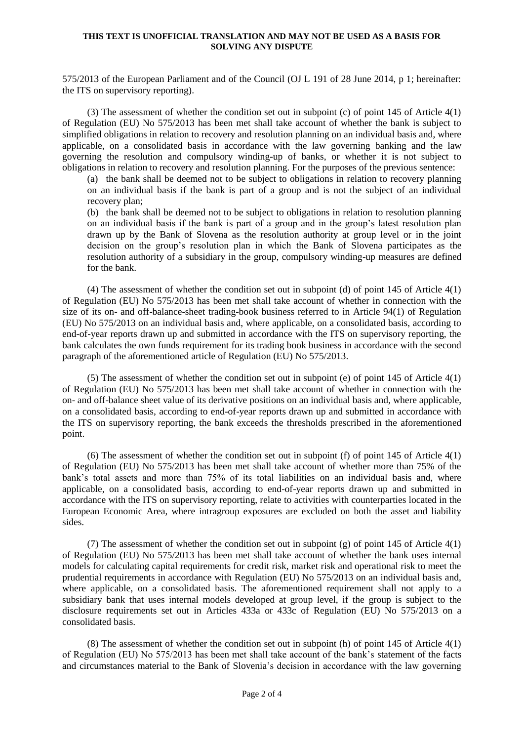575/2013 of the European Parliament and of the Council (OJ L 191 of 28 June 2014, p 1; hereinafter: the ITS on supervisory reporting).

(3) The assessment of whether the condition set out in subpoint (c) of point 145 of Article 4(1) of Regulation (EU) No 575/2013 has been met shall take account of whether the bank is subject to simplified obligations in relation to recovery and resolution planning on an individual basis and, where applicable, on a consolidated basis in accordance with the law governing banking and the law governing the resolution and compulsory winding-up of banks, or whether it is not subject to obligations in relation to recovery and resolution planning. For the purposes of the previous sentence:

(a) the bank shall be deemed not to be subject to obligations in relation to recovery planning on an individual basis if the bank is part of a group and is not the subject of an individual recovery plan;

(b) the bank shall be deemed not to be subject to obligations in relation to resolution planning on an individual basis if the bank is part of a group and in the group's latest resolution plan drawn up by the Bank of Slovena as the resolution authority at group level or in the joint decision on the group's resolution plan in which the Bank of Slovena participates as the resolution authority of a subsidiary in the group, compulsory winding-up measures are defined for the bank.

(4) The assessment of whether the condition set out in subpoint (d) of point 145 of Article 4(1) of Regulation (EU) No 575/2013 has been met shall take account of whether in connection with the size of its on- and off-balance-sheet trading-book business referred to in Article 94(1) of Regulation (EU) No 575/2013 on an individual basis and, where applicable, on a consolidated basis, according to end-of-year reports drawn up and submitted in accordance with the ITS on supervisory reporting, the bank calculates the own funds requirement for its trading book business in accordance with the second paragraph of the aforementioned article of Regulation (EU) No 575/2013.

(5) The assessment of whether the condition set out in subpoint (e) of point 145 of Article 4(1) of Regulation (EU) No 575/2013 has been met shall take account of whether in connection with the on- and off-balance sheet value of its derivative positions on an individual basis and, where applicable, on a consolidated basis, according to end-of-year reports drawn up and submitted in accordance with the ITS on supervisory reporting, the bank exceeds the thresholds prescribed in the aforementioned point.

(6) The assessment of whether the condition set out in subpoint (f) of point 145 of Article 4(1) of Regulation (EU) No 575/2013 has been met shall take account of whether more than 75% of the bank's total assets and more than 75% of its total liabilities on an individual basis and, where applicable, on a consolidated basis, according to end-of-year reports drawn up and submitted in accordance with the ITS on supervisory reporting, relate to activities with counterparties located in the European Economic Area, where intragroup exposures are excluded on both the asset and liability sides.

(7) The assessment of whether the condition set out in subpoint (g) of point 145 of Article 4(1) of Regulation (EU) No 575/2013 has been met shall take account of whether the bank uses internal models for calculating capital requirements for credit risk, market risk and operational risk to meet the prudential requirements in accordance with Regulation (EU) No 575/2013 on an individual basis and, where applicable, on a consolidated basis. The aforementioned requirement shall not apply to a subsidiary bank that uses internal models developed at group level, if the group is subject to the disclosure requirements set out in Articles 433a or 433c of Regulation (EU) No 575/2013 on a consolidated basis.

(8) The assessment of whether the condition set out in subpoint (h) of point 145 of Article 4(1) of Regulation (EU) No 575/2013 has been met shall take account of the bank's statement of the facts and circumstances material to the Bank of Slovenia's decision in accordance with the law governing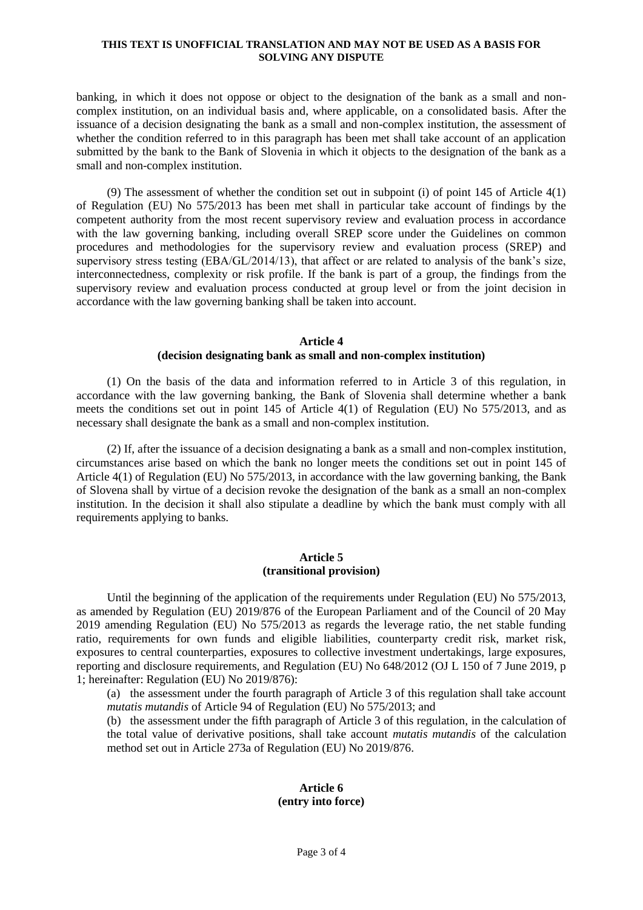banking, in which it does not oppose or object to the designation of the bank as a small and non-complex institution, on an individual basis and, where applicable, on a consolidated basis. After the issuance of a decision designating the bank as a small and non-complex institution, the assessment of whether the condition referred to in this paragraph has been met shall take account of an application submitted by the bank to the Bank of Slovenia in which it objects to the designation of the bank as a small and non-complex institution.

(9) The assessment of whether the condition set out in subpoint (i) of point 145 of Article 4(1) of Regulation (EU) No 575/2013 has been met shall in particular take account of findings by the competent authority from the most recent supervisory review and evaluation process in accordance with the law governing banking, including overall SREP score under the Guidelines on common procedures and methodologies for the supervisory review and evaluation process (SREP) and supervisory stress testing (EBA/GL/2014/13), that affect or are related to analysis of the bank's size, interconnectedness, complexity or risk profile. If the bank is part of a group, the findings from the supervisory review and evaluation process conducted at group level or from the joint decision in accordance with the law governing banking shall be taken into account.

### Article 4
### (decision designating bank as small and non-complex institution)

(1) On the basis of the data and information referred to in Article 3 of this regulation, in accordance with the law governing banking, the Bank of Slovenia shall determine whether a bank meets the conditions set out in point 145 of Article 4(1) of Regulation (EU) No 575/2013, and as necessary shall designate the bank as a small and non-complex institution.

(2) If, after the issuance of a decision designating a bank as a small and non-complex institution, circumstances arise based on which the bank no longer meets the conditions set out in point 145 of Article 4(1) of Regulation (EU) No 575/2013, in accordance with the law governing banking, the Bank of Slovena shall by virtue of a decision revoke the designation of the bank as a small an non-complex institution. In the decision it shall also stipulate a deadline by which the bank must comply with all requirements applying to banks.

### Article 5
### (transitional provision)

Until the beginning of the application of the requirements under Regulation (EU) No 575/2013, as amended by Regulation (EU) 2019/876 of the European Parliament and of the Council of 20 May 2019 amending Regulation (EU) No 575/2013 as regards the leverage ratio, the net stable funding ratio, requirements for own funds and eligible liabilities, counterparty credit risk, market risk, exposures to central counterparties, exposures to collective investment undertakings, large exposures, reporting and disclosure requirements, and Regulation (EU) No 648/2012 (OJ L 150 of 7 June 2019, p 1; hereinafter: Regulation (EU) No 2019/876):

(a) the assessment under the fourth paragraph of Article 3 of this regulation shall take account *mutatis mutandis* of Article 94 of Regulation (EU) No 575/2013; and

(b) the assessment under the fifth paragraph of Article 3 of this regulation, in the calculation of the total value of derivative positions, shall take account *mutatis mutandis* of the calculation method set out in Article 273a of Regulation (EU) No 2019/876.

### Article 6
### (entry into force)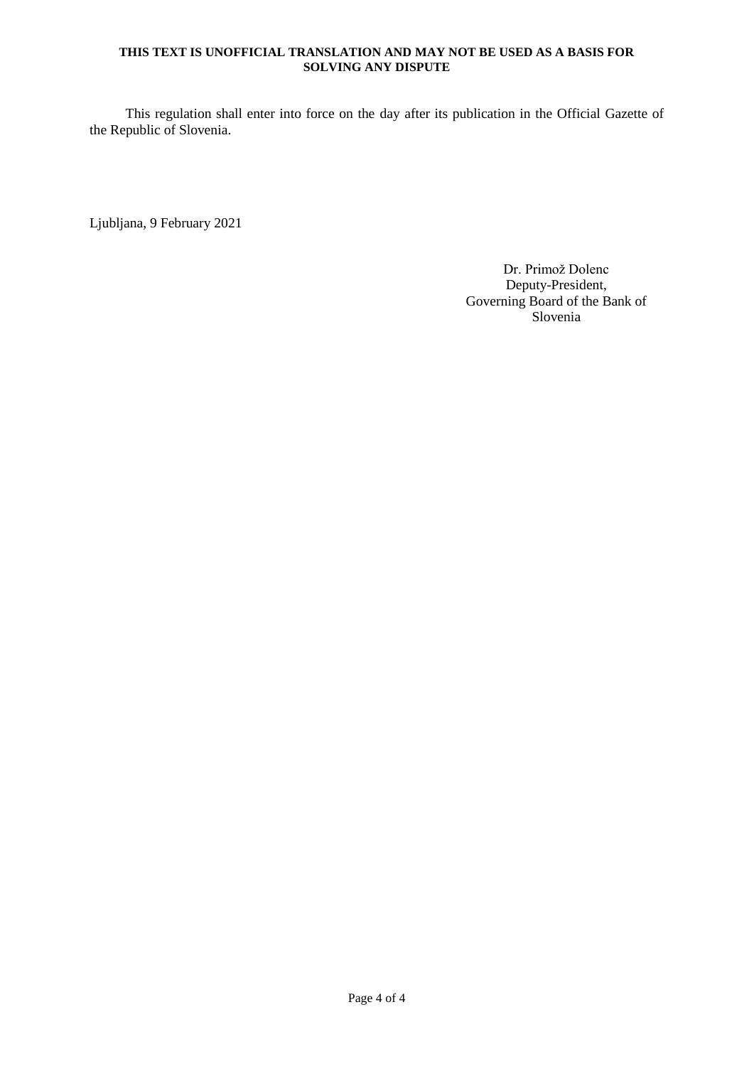**THIS TEXT IS UNOFFICIAL TRANSLATION AND MAY NOT BE USED AS A BASIS FOR SOLVING ANY DISPUTE**

This regulation shall enter into force on the day after its publication in the Official Gazette of the Republic of Slovenia.

Ljubljana, 9 February 2021

Dr. Primož Dolenc
Deputy-President,
Governing Board of the Bank of Slovenia